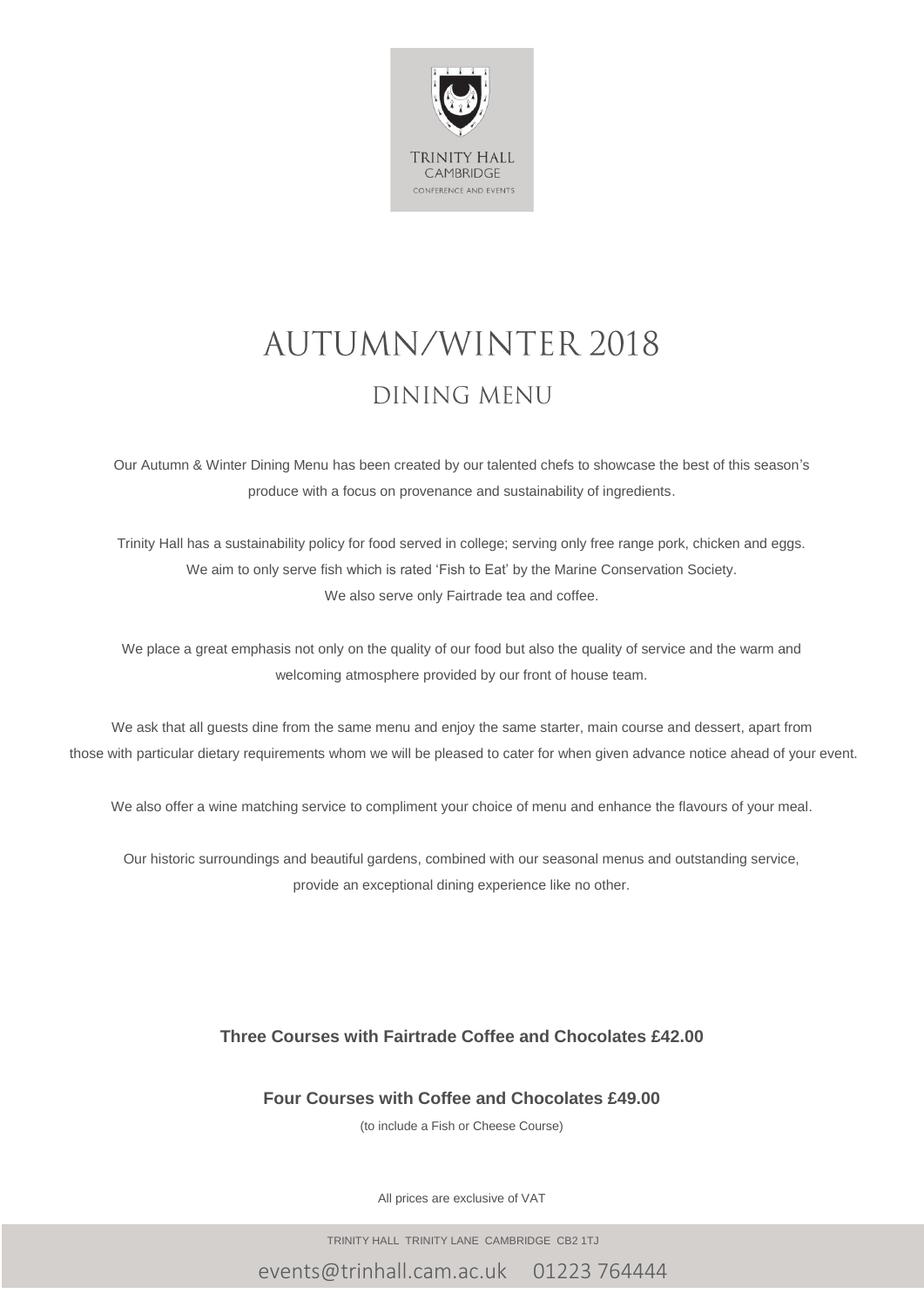TRINITY HALL
CAMBRIDGE
CONFERENCE AND EVENTS

# AUTUMN/WINTER 2018

## DINING MENU

Our Autumn & Winter Dining Menu has been created by our talented chefs to showcase the best of this season's produce with a focus on provenance and sustainability of ingredients.

Trinity Hall has a sustainability policy for food served in college; serving only free range pork, chicken and eggs. We aim to only serve fish which is rated 'Fish to Eat' by the Marine Conservation Society. We also serve only Fairtrade tea and coffee.

We place a great emphasis not only on the quality of our food but also the quality of service and the warm and welcoming atmosphere provided by our front of house team.

We ask that all guests dine from the same menu and enjoy the same starter, main course and dessert, apart from those with particular dietary requirements whom we will be pleased to cater for when given advance notice ahead of your event.

We also offer a wine matching service to compliment your choice of menu and enhance the flavours of your meal.

Our historic surroundings and beautiful gardens, combined with our seasonal menus and outstanding service, provide an exceptional dining experience like no other.

**Three Courses with Fairtrade Coffee and Chocolates £42.00**

**Four Courses with Coffee and Chocolates £49.00**

(to include a Fish or Cheese Course)

All prices are exclusive of VAT

TRINITY HALL TRINITY LANE CAMBRIDGE CB2 1TJ

events@trinhall.cam.ac.uk 01223 764444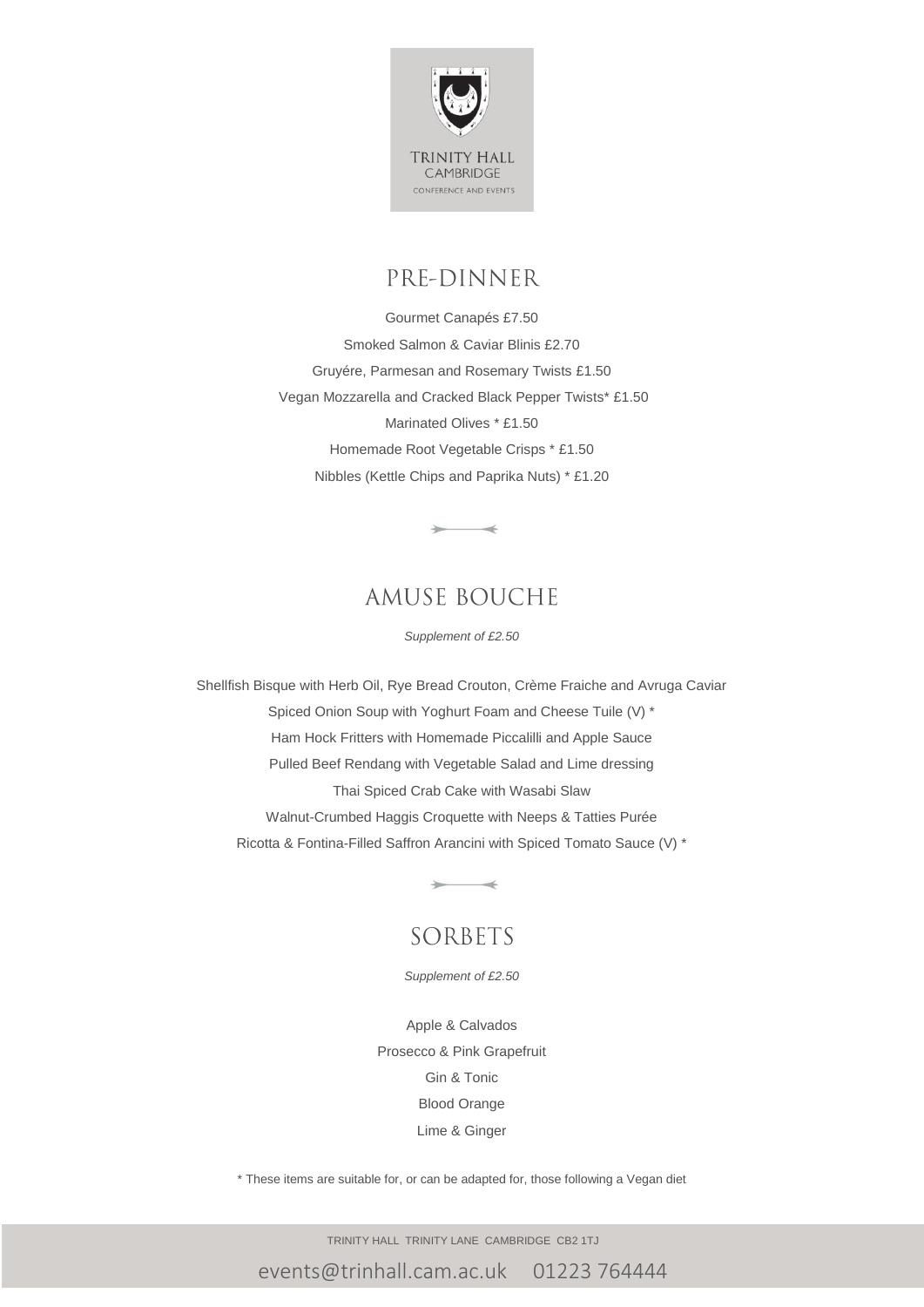TRINITY HALL
CAMBRIDGE
CONFERENCE AND EVENTS

## PRE-DINNER

Gourmet Canapés £7.50

Smoked Salmon & Caviar Blinis £2.70

Gruyére, Parmesan and Rosemary Twists £1.50

Vegan Mozzarella and Cracked Black Pepper Twists* £1.50

Marinated Olives * £1.50

Homemade Root Vegetable Crisps * £1.50

Nibbles (Kettle Chips and Paprika Nuts) * £1.20

## AMUSE BOUCHE

*Supplement of £2.50*

Shellfish Bisque with Herb Oil, Rye Bread Crouton, Crème Fraiche and Avruga Caviar

Spiced Onion Soup with Yoghurt Foam and Cheese Tuile (V) *

Ham Hock Fritters with Homemade Piccalilli and Apple Sauce

Pulled Beef Rendang with Vegetable Salad and Lime dressing

Thai Spiced Crab Cake with Wasabi Slaw

Walnut-Crumbed Haggis Croquette with Neeps & Tatties Purée

Ricotta & Fontina-Filled Saffron Arancini with Spiced Tomato Sauce (V) *

## SORBETS

*Supplement of £2.50*

Apple & Calvados

Prosecco & Pink Grapefruit

Gin & Tonic

Blood Orange

Lime & Ginger

* These items are suitable for, or can be adapted for, those following a Vegan diet

TRINITY HALL TRINITY LANE CAMBRIDGE CB2 1TJ

events@trinhall.cam.ac.uk 01223 764444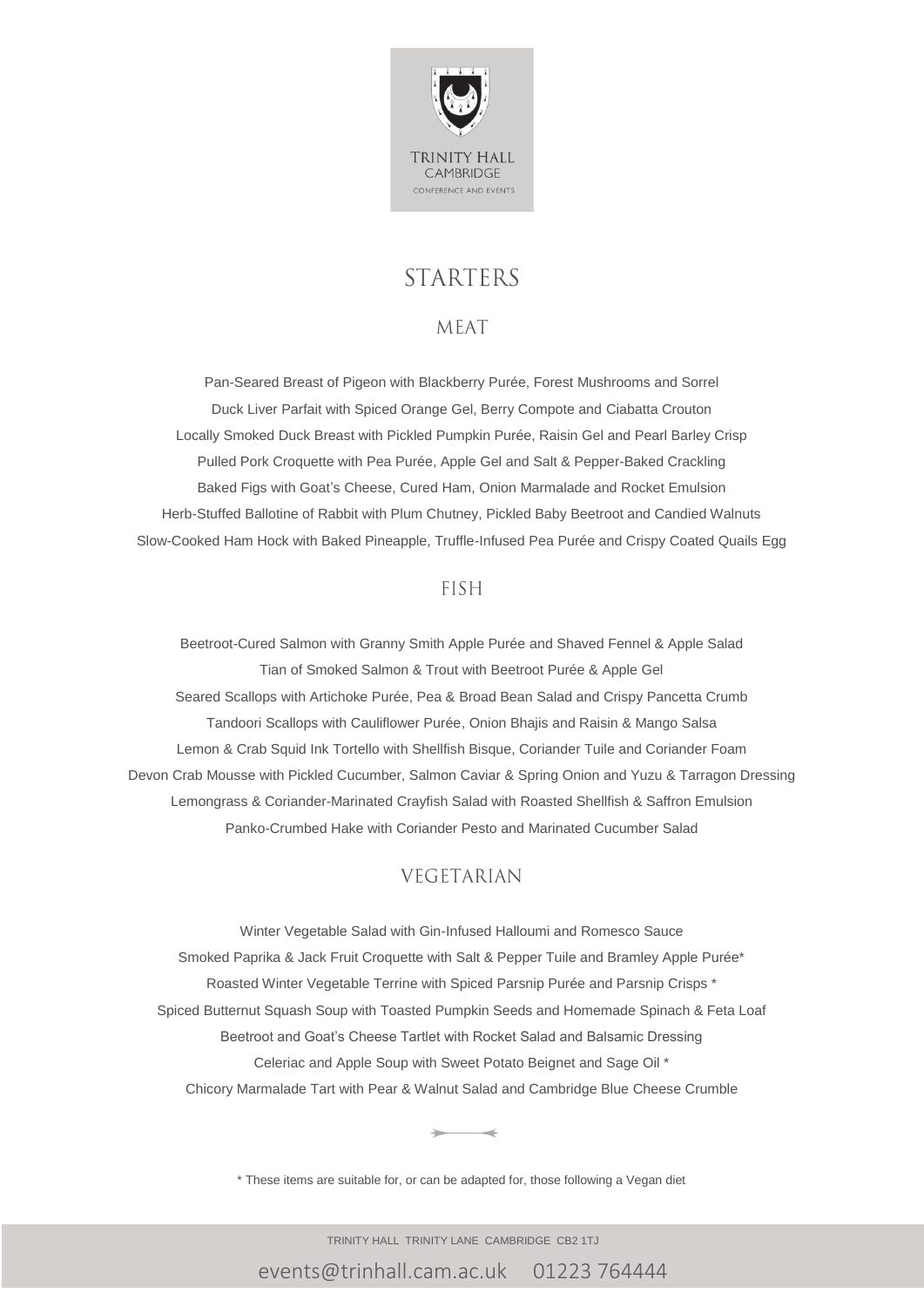TRINITY HALL
CAMBRIDGE
CONFERENCE AND EVENTS

# STARTERS

## MEAT

Pan-Seared Breast of Pigeon with Blackberry Purée, Forest Mushrooms and Sorrel

Duck Liver Parfait with Spiced Orange Gel, Berry Compote and Ciabatta Crouton

Locally Smoked Duck Breast with Pickled Pumpkin Purée, Raisin Gel and Pearl Barley Crisp

Pulled Pork Croquette with Pea Purée, Apple Gel and Salt & Pepper-Baked Crackling

Baked Figs with Goat's Cheese, Cured Ham, Onion Marmalade and Rocket Emulsion

Herb-Stuffed Ballotine of Rabbit with Plum Chutney, Pickled Baby Beetroot and Candied Walnuts

Slow-Cooked Ham Hock with Baked Pineapple, Truffle-Infused Pea Purée and Crispy Coated Quails Egg

## FISH

Beetroot-Cured Salmon with Granny Smith Apple Purée and Shaved Fennel & Apple Salad

Tian of Smoked Salmon & Trout with Beetroot Purée & Apple Gel

Seared Scallops with Artichoke Purée, Pea & Broad Bean Salad and Crispy Pancetta Crumb

Tandoori Scallops with Cauliflower Purée, Onion Bhajis and Raisin & Mango Salsa

Lemon & Crab Squid Ink Tortello with Shellfish Bisque, Coriander Tuile and Coriander Foam

Devon Crab Mousse with Pickled Cucumber, Salmon Caviar & Spring Onion and Yuzu & Tarragon Dressing

Lemongrass & Coriander-Marinated Crayfish Salad with Roasted Shellfish & Saffron Emulsion

Panko-Crumbed Hake with Coriander Pesto and Marinated Cucumber Salad

## VEGETARIAN

Winter Vegetable Salad with Gin-Infused Halloumi and Romesco Sauce

Smoked Paprika & Jack Fruit Croquette with Salt & Pepper Tuile and Bramley Apple Purée*

Roasted Winter Vegetable Terrine with Spiced Parsnip Purée and Parsnip Crisps *

Spiced Butternut Squash Soup with Toasted Pumpkin Seeds and Homemade Spinach & Feta Loaf

Beetroot and Goat's Cheese Tartlet with Rocket Salad and Balsamic Dressing

Celeriac and Apple Soup with Sweet Potato Beignet and Sage Oil *

Chicory Marmalade Tart with Pear & Walnut Salad and Cambridge Blue Cheese Crumble

\* These items are suitable for, or can be adapted for, those following a Vegan diet

TRINITY HALL TRINITY LANE CAMBRIDGE CB2 1TJ

events@trinhall.cam.ac.uk 01223 764444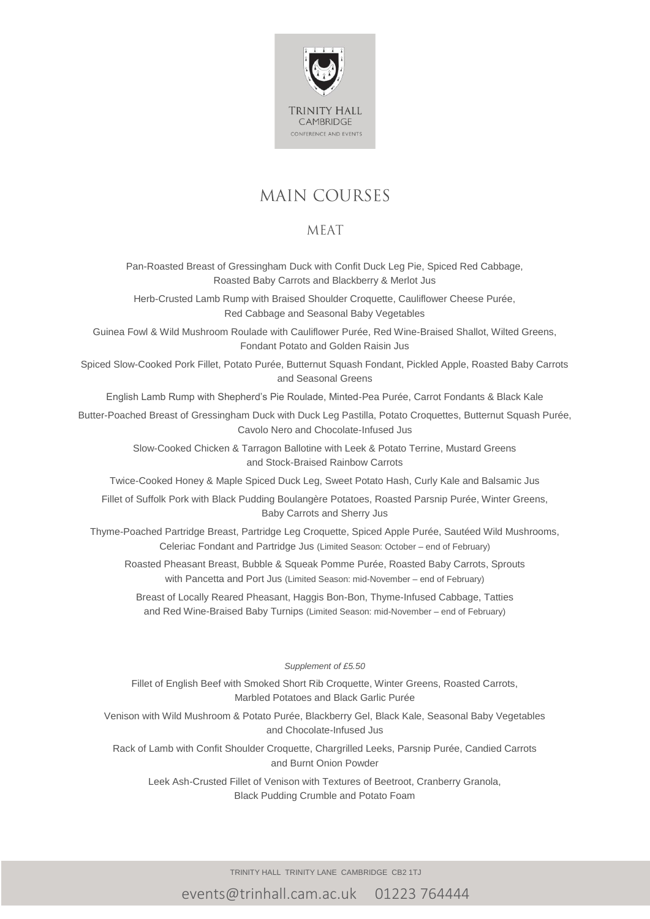# MAIN COURSES

## MEAT

Pan-Roasted Breast of Gressingham Duck with Confit Duck Leg Pie, Spiced Red Cabbage, Roasted Baby Carrots and Blackberry & Merlot Jus

Herb-Crusted Lamb Rump with Braised Shoulder Croquette, Cauliflower Cheese Purée, Red Cabbage and Seasonal Baby Vegetables

Guinea Fowl & Wild Mushroom Roulade with Cauliflower Purée, Red Wine-Braised Shallot, Wilted Greens, Fondant Potato and Golden Raisin Jus

Spiced Slow-Cooked Pork Fillet, Potato Purée, Butternut Squash Fondant, Pickled Apple, Roasted Baby Carrots and Seasonal Greens

English Lamb Rump with Shepherd's Pie Roulade, Minted-Pea Purée, Carrot Fondants & Black Kale

Butter-Poached Breast of Gressingham Duck with Duck Leg Pastilla, Potato Croquettes, Butternut Squash Purée, Cavolo Nero and Chocolate-Infused Jus

Slow-Cooked Chicken & Tarragon Ballotine with Leek & Potato Terrine, Mustard Greens and Stock-Braised Rainbow Carrots

Twice-Cooked Honey & Maple Spiced Duck Leg, Sweet Potato Hash, Curly Kale and Balsamic Jus

Fillet of Suffolk Pork with Black Pudding Boulangère Potatoes, Roasted Parsnip Purée, Winter Greens, Baby Carrots and Sherry Jus

Thyme-Poached Partridge Breast, Partridge Leg Croquette, Spiced Apple Purée, Sautéed Wild Mushrooms, Celeriac Fondant and Partridge Jus (Limited Season: October – end of February)

Roasted Pheasant Breast, Bubble & Squeak Pomme Purée, Roasted Baby Carrots, Sprouts with Pancetta and Port Jus (Limited Season: mid-November – end of February)

Breast of Locally Reared Pheasant, Haggis Bon-Bon, Thyme-Infused Cabbage, Tatties and Red Wine-Braised Baby Turnips (Limited Season: mid-November – end of February)

*Supplement of £5.50*

Fillet of English Beef with Smoked Short Rib Croquette, Winter Greens, Roasted Carrots, Marbled Potatoes and Black Garlic Purée

Venison with Wild Mushroom & Potato Purée, Blackberry Gel, Black Kale, Seasonal Baby Vegetables and Chocolate-Infused Jus

Rack of Lamb with Confit Shoulder Croquette, Chargrilled Leeks, Parsnip Purée, Candied Carrots and Burnt Onion Powder

Leek Ash-Crusted Fillet of Venison with Textures of Beetroot, Cranberry Granola, Black Pudding Crumble and Potato Foam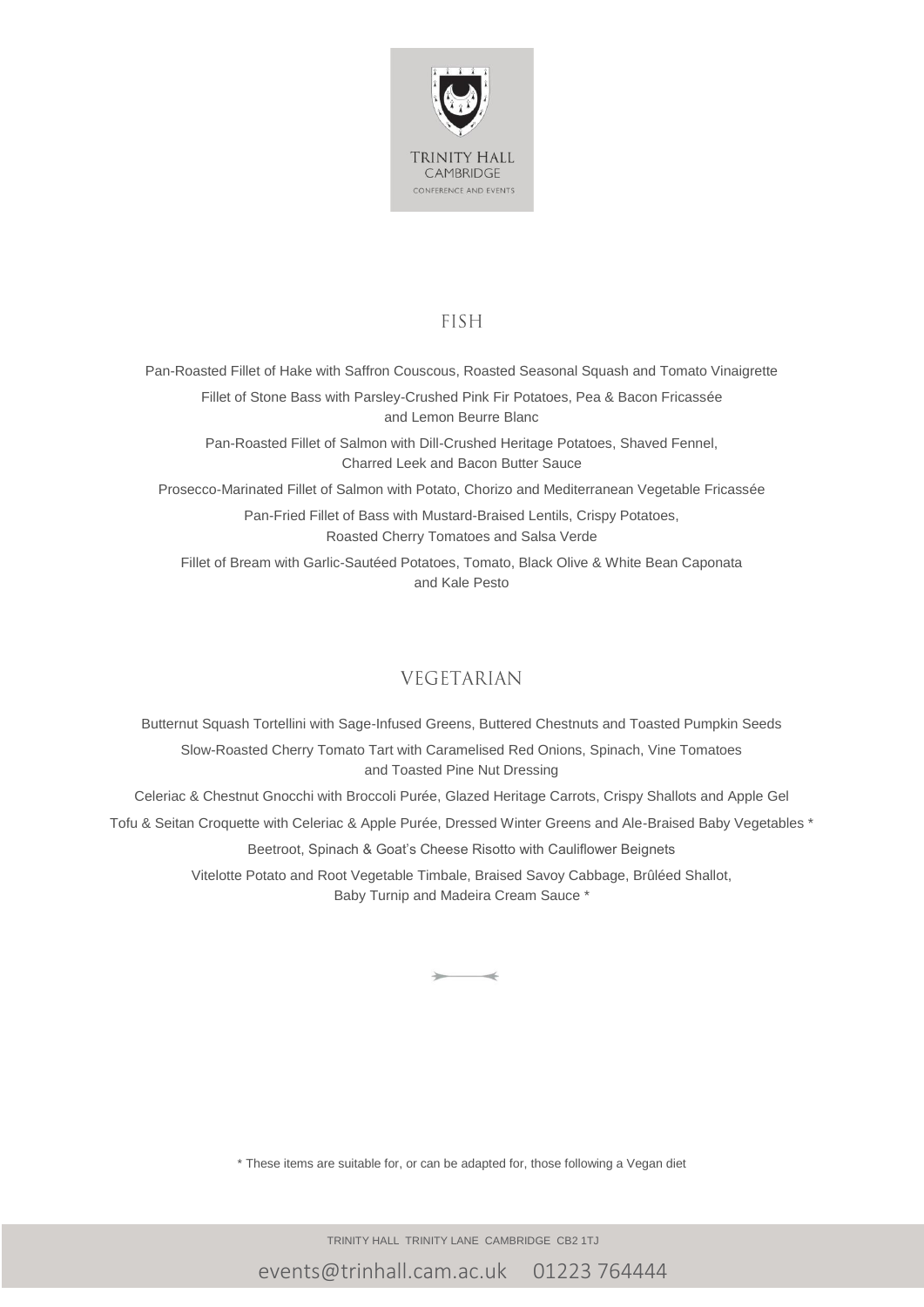TRINITY HALL
CAMBRIDGE
CONFERENCE AND EVENTS

## FISH

Pan-Roasted Fillet of Hake with Saffron Couscous, Roasted Seasonal Squash and Tomato Vinaigrette

Fillet of Stone Bass with Parsley-Crushed Pink Fir Potatoes, Pea & Bacon Fricassée and Lemon Beurre Blanc

Pan-Roasted Fillet of Salmon with Dill-Crushed Heritage Potatoes, Shaved Fennel, Charred Leek and Bacon Butter Sauce

Prosecco-Marinated Fillet of Salmon with Potato, Chorizo and Mediterranean Vegetable Fricassée

Pan-Fried Fillet of Bass with Mustard-Braised Lentils, Crispy Potatoes, Roasted Cherry Tomatoes and Salsa Verde

Fillet of Bream with Garlic-Sautéed Potatoes, Tomato, Black Olive & White Bean Caponata and Kale Pesto

## VEGETARIAN

Butternut Squash Tortellini with Sage-Infused Greens, Buttered Chestnuts and Toasted Pumpkin Seeds

Slow-Roasted Cherry Tomato Tart with Caramelised Red Onions, Spinach, Vine Tomatoes and Toasted Pine Nut Dressing

Celeriac & Chestnut Gnocchi with Broccoli Purée, Glazed Heritage Carrots, Crispy Shallots and Apple Gel

Tofu & Seitan Croquette with Celeriac & Apple Purée, Dressed Winter Greens and Ale-Braised Baby Vegetables *

Beetroot, Spinach & Goat's Cheese Risotto with Cauliflower Beignets

Vitelotte Potato and Root Vegetable Timbale, Braised Savoy Cabbage, Brûléed Shallot, Baby Turnip and Madeira Cream Sauce *

\* These items are suitable for, or can be adapted for, those following a Vegan diet

TRINITY HALL TRINITY LANE CAMBRIDGE CB2 1TJ

events@trinhall.cam.ac.uk 01223 764444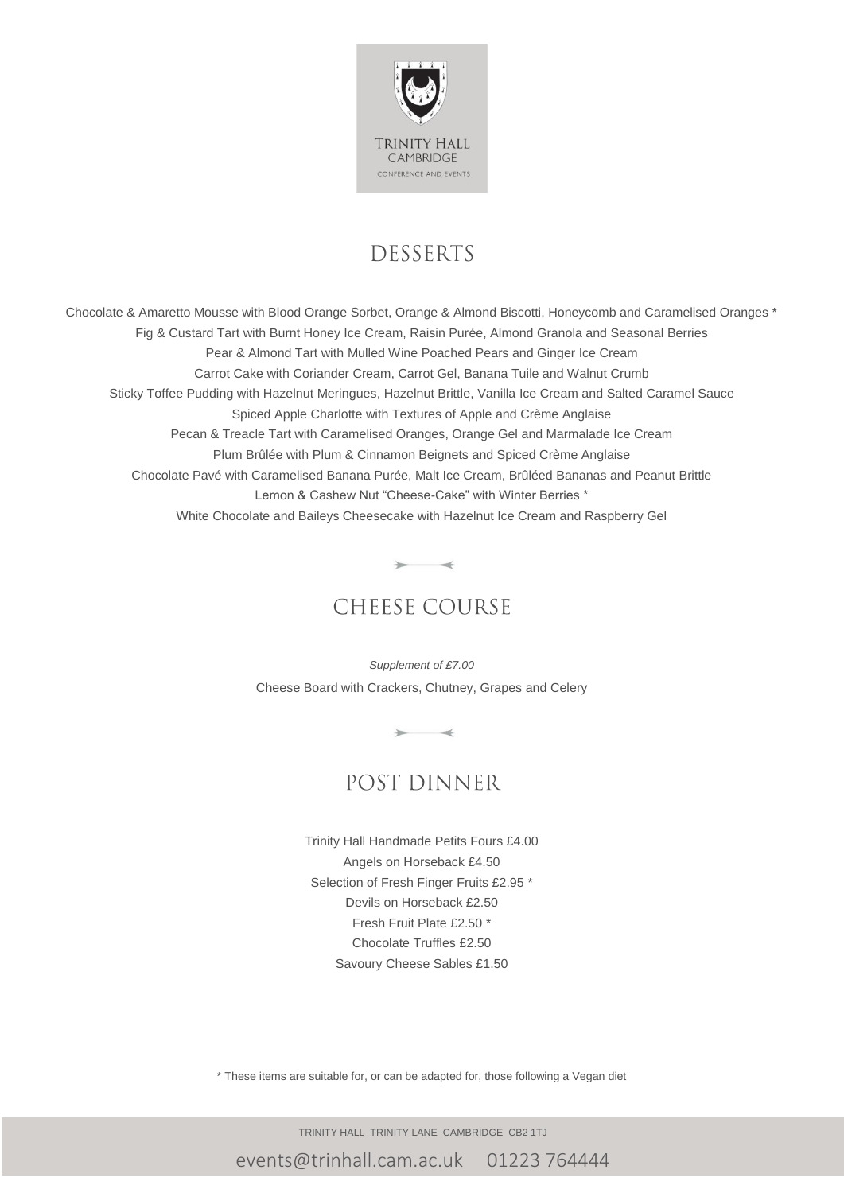TRINITY HALL
CAMBRIDGE
CONFERENCE AND EVENTS

## DESSERTS

Chocolate & Amaretto Mousse with Blood Orange Sorbet, Orange & Almond Biscotti, Honeycomb and Caramelised Oranges *

Fig & Custard Tart with Burnt Honey Ice Cream, Raisin Purée, Almond Granola and Seasonal Berries

Pear & Almond Tart with Mulled Wine Poached Pears and Ginger Ice Cream

Carrot Cake with Coriander Cream, Carrot Gel, Banana Tuile and Walnut Crumb

Sticky Toffee Pudding with Hazelnut Meringues, Hazelnut Brittle, Vanilla Ice Cream and Salted Caramel Sauce

Spiced Apple Charlotte with Textures of Apple and Crème Anglaise

Pecan & Treacle Tart with Caramelised Oranges, Orange Gel and Marmalade Ice Cream

Plum Brûlée with Plum & Cinnamon Beignets and Spiced Crème Anglaise

Chocolate Pavé with Caramelised Banana Purée, Malt Ice Cream, Brûléed Bananas and Peanut Brittle

Lemon & Cashew Nut "Cheese-Cake" with Winter Berries *

White Chocolate and Baileys Cheesecake with Hazelnut Ice Cream and Raspberry Gel

## CHEESE COURSE

*Supplement of £7.00*

Cheese Board with Crackers, Chutney, Grapes and Celery

## POST DINNER

Trinity Hall Handmade Petits Fours £4.00

Angels on Horseback £4.50

Selection of Fresh Finger Fruits £2.95 *

Devils on Horseback £2.50

Fresh Fruit Plate £2.50 *

Chocolate Truffles £2.50

Savoury Cheese Sables £1.50

* These items are suitable for, or can be adapted for, those following a Vegan diet

TRINITY HALL TRINITY LANE CAMBRIDGE CB2 1TJ

events@trinhall.cam.ac.uk 01223 764444